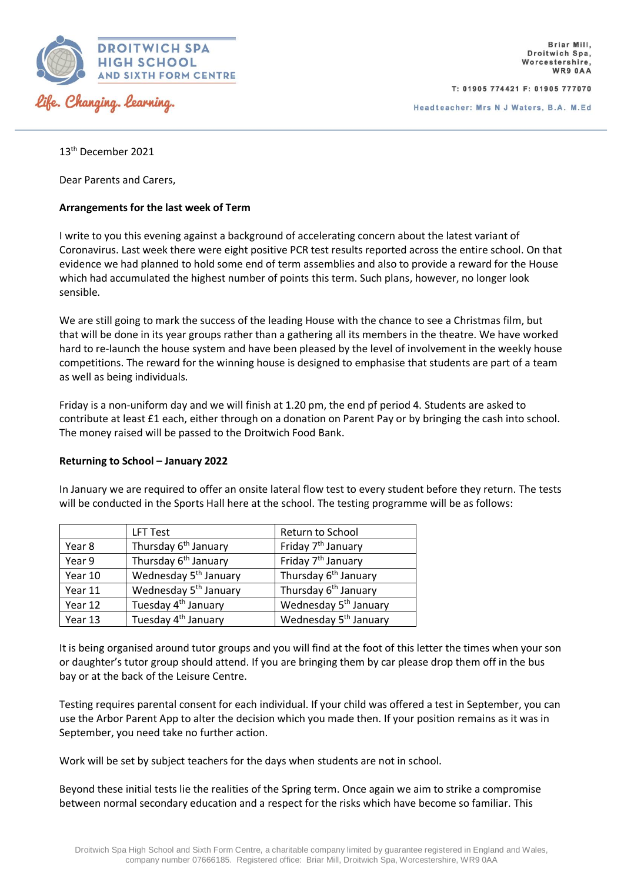DROITWICH SPA HIGH SCHOOL AND SIXTH FORM CENTRE

*Life. Changing. Learning.*

Briar Mill,
Droitwich Spa,
Worcestershire,
WR9 0AA

T: 01905 774421 F: 01905 777070

Headteacher: Mrs N J Waters, B.A. M.Ed

13th December 2021

Dear Parents and Carers,

**Arrangements for the last week of Term**

I write to you this evening against a background of accelerating concern about the latest variant of Coronavirus. Last week there were eight positive PCR test results reported across the entire school. On that evidence we had planned to hold some end of term assemblies and also to provide a reward for the House which had accumulated the highest number of points this term. Such plans, however, no longer look sensible.

We are still going to mark the success of the leading House with the chance to see a Christmas film, but that will be done in its year groups rather than a gathering all its members in the theatre. We have worked hard to re-launch the house system and have been pleased by the level of involvement in the weekly house competitions. The reward for the winning house is designed to emphasise that students are part of a team as well as being individuals.

Friday is a non-uniform day and we will finish at 1.20 pm, the end pf period 4. Students are asked to contribute at least £1 each, either through on a donation on Parent Pay or by bringing the cash into school. The money raised will be passed to the Droitwich Food Bank.

**Returning to School – January 2022**

In January we are required to offer an onsite lateral flow test to every student before they return. The tests will be conducted in the Sports Hall here at the school. The testing programme will be as follows:

| | LFT Test | Return to School |
|---|---|---|
| Year 8 | Thursday 6th January | Friday 7th January |
| Year 9 | Thursday 6th January | Friday 7th January |
| Year 10 | Wednesday 5th January | Thursday 6th January |
| Year 11 | Wednesday 5th January | Thursday 6th January |
| Year 12 | Tuesday 4th January | Wednesday 5th January |
| Year 13 | Tuesday 4th January | Wednesday 5th January |

It is being organised around tutor groups and you will find at the foot of this letter the times when your son or daughter's tutor group should attend. If you are bringing them by car please drop them off in the bus bay or at the back of the Leisure Centre.

Testing requires parental consent for each individual. If your child was offered a test in September, you can use the Arbor Parent App to alter the decision which you made then. If your position remains as it was in September, you need take no further action.

Work will be set by subject teachers for the days when students are not in school.

Beyond these initial tests lie the realities of the Spring term. Once again we aim to strike a compromise between normal secondary education and a respect for the risks which have become so familiar. This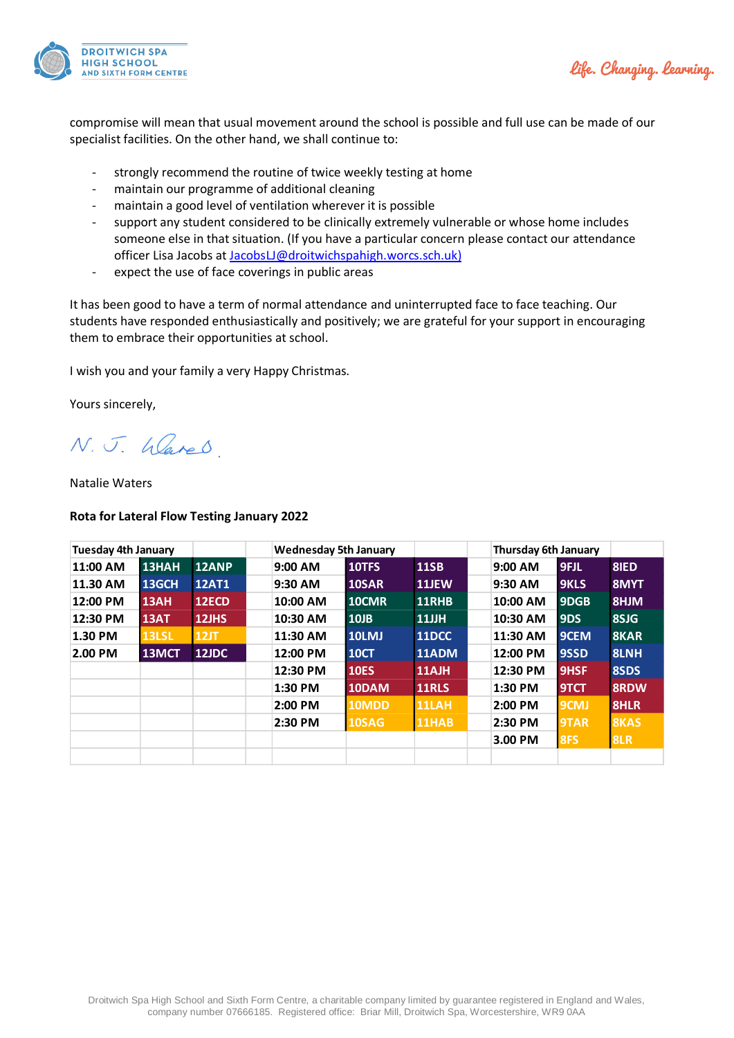compromise will mean that usual movement around the school is possible and full use can be made of our specialist facilities. On the other hand, we shall continue to:

- strongly recommend the routine of twice weekly testing at home
- maintain our programme of additional cleaning
- maintain a good level of ventilation wherever it is possible
- support any student considered to be clinically extremely vulnerable or whose home includes someone else in that situation. (If you have a particular concern please contact our attendance officer Lisa Jacobs at JacobsLJ@droitwichspahigh.worcs.sch.uk)
- expect the use of face coverings in public areas

It has been good to have a term of normal attendance and uninterrupted face to face teaching. Our students have responded enthusiastically and positively; we are grateful for your support in encouraging them to embrace their opportunities at school.

I wish you and your family a very Happy Christmas.

Yours sincerely,

N. J. Waters

Natalie Waters

**Rota for Lateral Flow Testing January 2022**

| Tuesday 4th January | | | | Wednesday 5th January | | | | Thursday 6th January | | |
|---|---|---|---|---|---|---|---|---|---|---|
| 11:00 AM | 13HAH | 12ANP | | 9:00 AM | 10TFS | 11SB | | 9:00 AM | 9FJL | 8IED |
| 11.30 AM | 13GCH | 12AT1 | | 9:30 AM | 10SAR | 11JEW | | 9:30 AM | 9KLS | 8MYT |
| 12:00 PM | 13AH | 12ECD | | 10:00 AM | 10CMR | 11RHB | | 10:00 AM | 9DGB | 8HJM |
| 12:30 PM | 13AT | 12JHS | | 10:30 AM | 10JB | 11JJH | | 10:30 AM | 9DS | 8SJG |
| 1.30 PM | 13LSL | 12JT | | 11:30 AM | 10LMJ | 11DCC | | 11:30 AM | 9CEM | 8KAR |
| 2.00 PM | 13MCT | 12JDC | | 12:00 PM | 10CT | 11ADM | | 12:00 PM | 9SSD | 8LNH |
| | | | | 12:30 PM | 10ES | 11AJH | | 12:30 PM | 9HSF | 8SDS |
| | | | | 1:30 PM | 10DAM | 11RLS | | 1:30 PM | 9TCT | 8RDW |
| | | | | 2:00 PM | 10MDD | 11LAH | | 2:00 PM | 9CMJ | 8HLR |
| | | | | 2:30 PM | 10SAG | 11HAB | | 2:30 PM | 9TAR | 8KAS |
| | | | | | | | | 3.00 PM | 8FS | 8LR |

Droitwich Spa High School and Sixth Form Centre, a charitable company limited by guarantee registered in England and Wales, company number 07666185. Registered office: Briar Mill, Droitwich Spa, Worcestershire, WR9 0AA